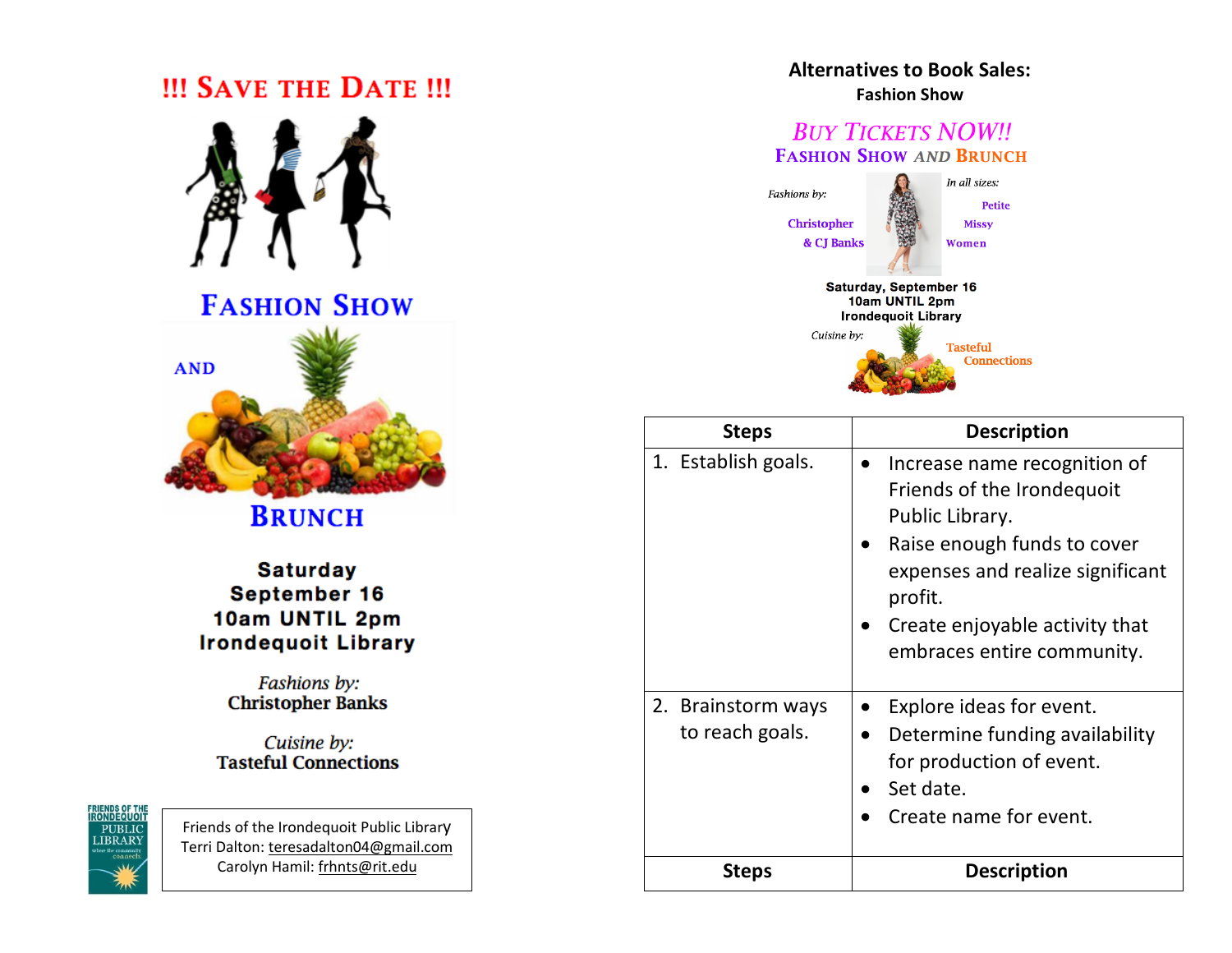# !!! SAVE THE DATE !!!

## FASHION SHOW

AND

## BRUNCH

**Saturday**
**September 16**
**10am UNTIL 2pm**
**Irondequoit Library**

*Fashions by:*
**Christopher Banks**

*Cuisine by:*
**Tasteful Connections**

FRIENDS OF THE IRONDEQUOIT PUBLIC LIBRARY

Friends of the Irondequoit Public Library
Terri Dalton: teresadalton04@gmail.com
Carolyn Hamil: frhnts@rit.edu

## Alternatives to Book Sales:
### Fashion Show

*BUY TICKETS NOW!!*

**FASHION SHOW *AND* BRUNCH**

*Fashions by:*
Christopher
& CJ Banks

*In all sizes:*
Petite
Missy
Women

**Saturday, September 16**
**10am UNTIL 2pm**
**Irondequoit Library**

*Cuisine by:*
Tasteful
Connections

| Steps | Description |
|---|---|
| 1. Establish goals. | • Increase name recognition of Friends of the Irondequoit Public Library.<br>• Raise enough funds to cover expenses and realize significant profit.<br>• Create enjoyable activity that embraces entire community. |
| 2. Brainstorm ways to reach goals. | • Explore ideas for event.<br>• Determine funding availability for production of event.<br>• Set date.<br>• Create name for event. |
| **Steps** | **Description** |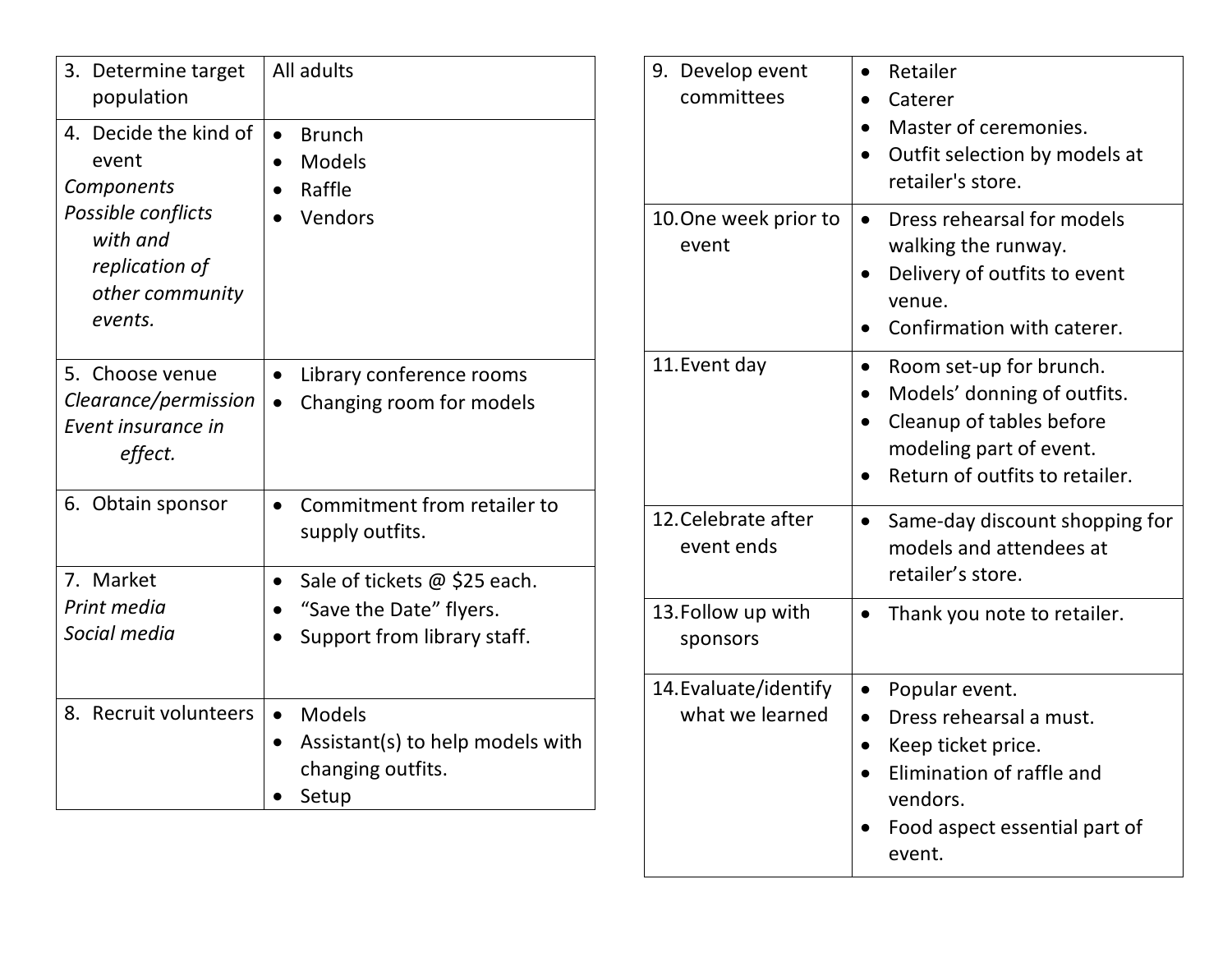| | |
|---|---|
| 3. Determine target population | All adults |
| 4. Decide the kind of event<br>*Components*<br>*Possible conflicts with and replication of other community events.* | • Brunch<br>• Models<br>• Raffle<br>• Vendors |
| 5. Choose venue<br>*Clearance/permission*<br>*Event insurance in effect.* | • Library conference rooms<br>• Changing room for models |
| 6. Obtain sponsor | • Commitment from retailer to supply outfits. |
| 7. Market<br>*Print media*<br>*Social media* | • Sale of tickets @ $25 each.<br>• "Save the Date" flyers.<br>• Support from library staff. |
| 8. Recruit volunteers | • Models<br>• Assistant(s) to help models with changing outfits.<br>• Setup |
| 9. Develop event committees | • Retailer<br>• Caterer<br>• Master of ceremonies.<br>• Outfit selection by models at retailer's store. |
| 10. One week prior to event | • Dress rehearsal for models walking the runway.<br>• Delivery of outfits to event venue.<br>• Confirmation with caterer. |
| 11. Event day | • Room set-up for brunch.<br>• Models' donning of outfits.<br>• Cleanup of tables before modeling part of event.<br>• Return of outfits to retailer. |
| 12. Celebrate after event ends | • Same-day discount shopping for models and attendees at retailer's store. |
| 13. Follow up with sponsors | • Thank you note to retailer. |
| 14. Evaluate/identify what we learned | • Popular event.<br>• Dress rehearsal a must.<br>• Keep ticket price.<br>• Elimination of raffle and vendors.<br>• Food aspect essential part of event. |